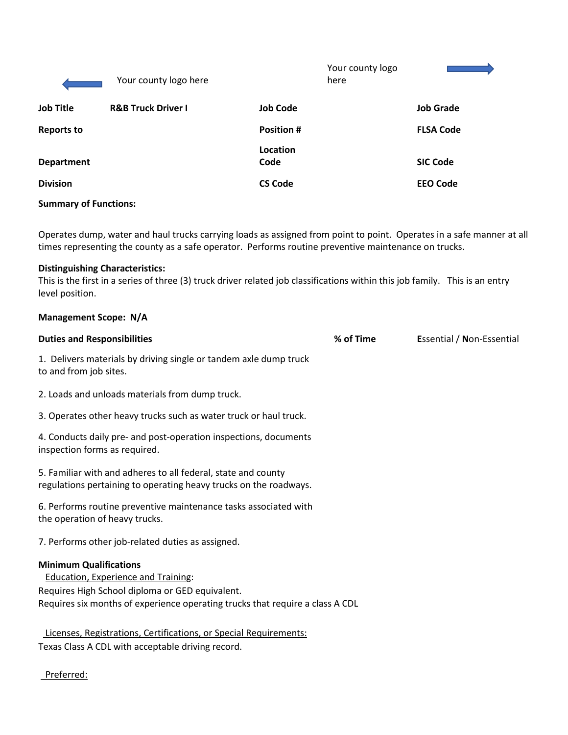Your county logo here

Your county logo here

| Job Title | R&B Truck Driver I | Job Code | | Job Grade | |
|---|---|---|---|---|---|
| Reports to | | Position # | | FLSA Code | |
| Department | | Location Code | | SIC Code | |
| Division | | CS Code | | EEO Code | |

**Summary of Functions:**

Operates dump, water and haul trucks carrying loads as assigned from point to point. Operates in a safe manner at all times representing the county as a safe operator. Performs routine preventive maintenance on trucks.

**Distinguishing Characteristics:**
This is the first in a series of three (3) truck driver related job classifications within this job family. This is an entry level position.

**Management Scope: N/A**

| Duties and Responsibilities | % of Time | **E**ssential / **N**on-Essential |
|---|---|---|
| 1. Delivers materials by driving single or tandem axle dump truck to and from job sites. | | |
| 2. Loads and unloads materials from dump truck. | | |
| 3. Operates other heavy trucks such as water truck or haul truck. | | |
| 4. Conducts daily pre- and post-operation inspections, documents inspection forms as required. | | |
| 5. Familiar with and adheres to all federal, state and county regulations pertaining to operating heavy trucks on the roadways. | | |
| 6. Performs routine preventive maintenance tasks associated with the operation of heavy trucks. | | |
| 7. Performs other job-related duties as assigned. | | |

**Minimum Qualifications**

Education, Experience and Training:

Requires High School diploma or GED equivalent.
Requires six months of experience operating trucks that require a class A CDL

Licenses, Registrations, Certifications, or Special Requirements:

Texas Class A CDL with acceptable driving record.

Preferred: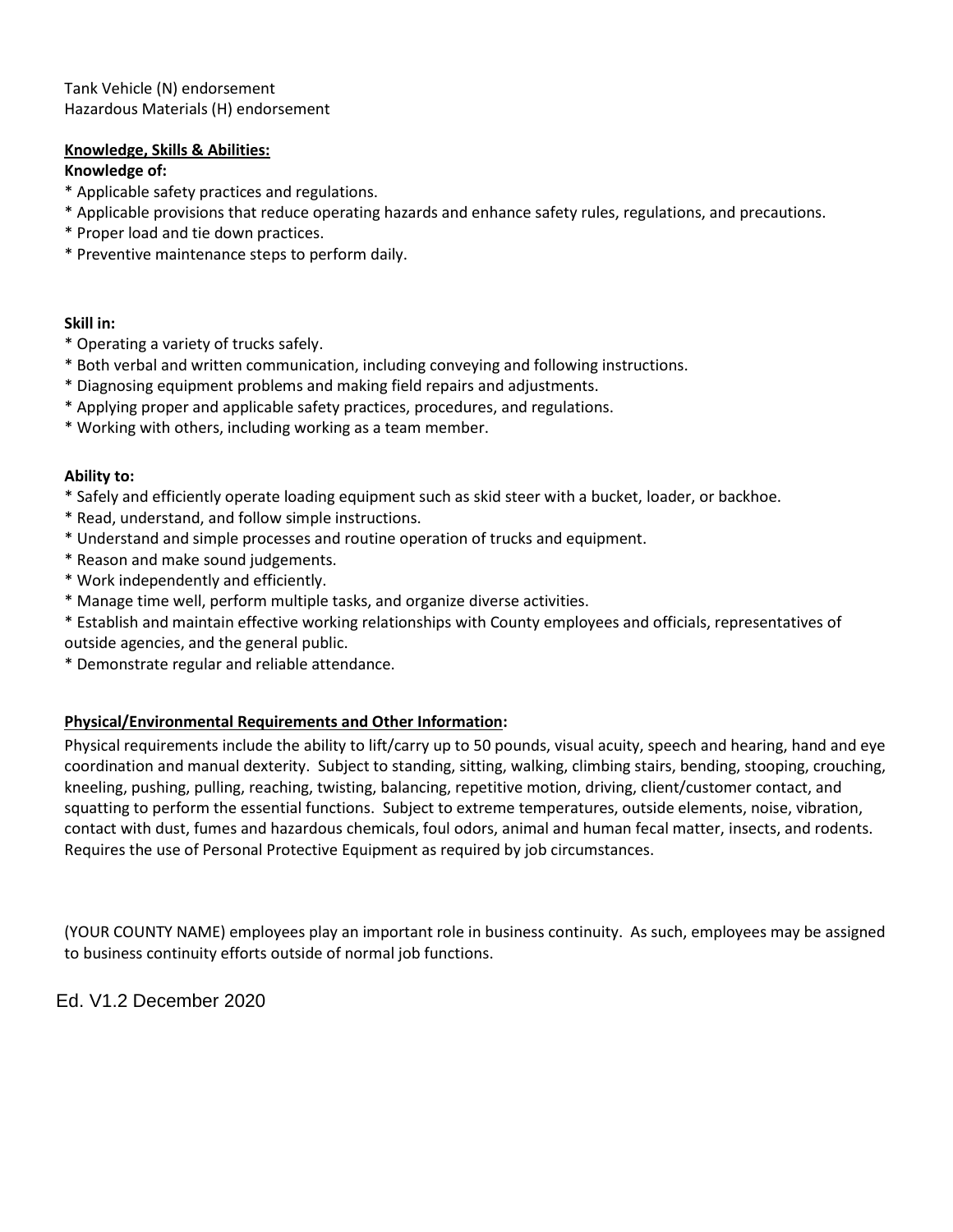Tank Vehicle (N) endorsement
Hazardous Materials (H) endorsement

**Knowledge, Skills & Abilities:**

**Knowledge of:**

* Applicable safety practices and regulations.
* Applicable provisions that reduce operating hazards and enhance safety rules, regulations, and precautions.
* Proper load and tie down practices.
* Preventive maintenance steps to perform daily.

**Skill in:**

* Operating a variety of trucks safely.
* Both verbal and written communication, including conveying and following instructions.
* Diagnosing equipment problems and making field repairs and adjustments.
* Applying proper and applicable safety practices, procedures, and regulations.
* Working with others, including working as a team member.

**Ability to:**

* Safely and efficiently operate loading equipment such as skid steer with a bucket, loader, or backhoe.
* Read, understand, and follow simple instructions.
* Understand and simple processes and routine operation of trucks and equipment.
* Reason and make sound judgements.
* Work independently and efficiently.
* Manage time well, perform multiple tasks, and organize diverse activities.
* Establish and maintain effective working relationships with County employees and officials, representatives of outside agencies, and the general public.
* Demonstrate regular and reliable attendance.

**Physical/Environmental Requirements and Other Information:**

Physical requirements include the ability to lift/carry up to 50 pounds, visual acuity, speech and hearing, hand and eye coordination and manual dexterity. Subject to standing, sitting, walking, climbing stairs, bending, stooping, crouching, kneeling, pushing, pulling, reaching, twisting, balancing, repetitive motion, driving, client/customer contact, and squatting to perform the essential functions. Subject to extreme temperatures, outside elements, noise, vibration, contact with dust, fumes and hazardous chemicals, foul odors, animal and human fecal matter, insects, and rodents. Requires the use of Personal Protective Equipment as required by job circumstances.

(YOUR COUNTY NAME) employees play an important role in business continuity. As such, employees may be assigned to business continuity efforts outside of normal job functions.

Ed. V1.2 December 2020